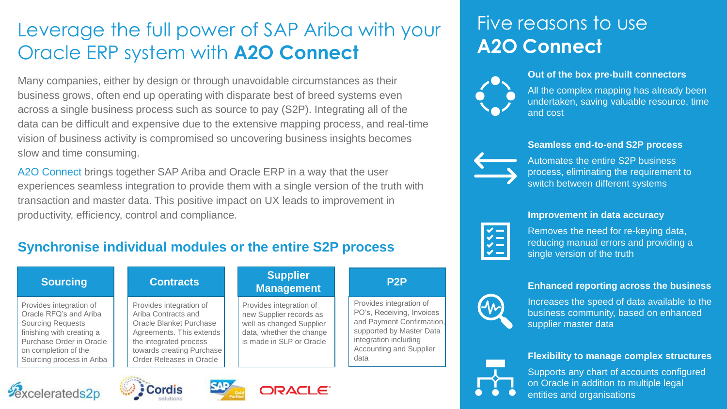# Leverage the full power of SAP Ariba with your Oracle ERP system with **A2O Connect**

Many companies, either by design or through unavoidable circumstances as their business grows, often end up operating with disparate best of breed systems even across a single business process such as source to pay (S2P). Integrating all of the data can be difficult and expensive due to the extensive mapping process, and real-time vision of business activity is compromised so uncovering business insights becomes slow and time consuming.

A2O Connect brings together SAP Ariba and Oracle ERP in a way that the user experiences seamless integration to provide them with a single version of the truth with transaction and master data. This positive impact on UX leads to improvement in productivity, efficiency, control and compliance.

## Synchronise individual modules or the entire S2P process

| Sourcing | Contracts | Supplier Management | P2P |
| --- | --- | --- | --- |
| Provides integration of Oracle RFQ's and Ariba Sourcing Requests finishing with creating a Purchase Order in Oracle on completion of the Sourcing process in Ariba | Provides integration of Ariba Contracts and Oracle Blanket Purchase Agreements. This extends the integrated process towards creating Purchase Order Releases in Oracle | Provides integration of new Supplier records as well as changed Supplier data, whether the change is made in SLP or Oracle | Provides integration of PO's, Receiving, Invoices and Payment Confirmation, supported by Master Data integration including Accounting and Supplier data |

Excelerateds2p · Cordis solutions · SAP Gold Partner · ORACLE

# Five reasons to use **A2O Connect**

**Out of the box pre-built connectors**

All the complex mapping has already been undertaken, saving valuable resource, time and cost

**Seamless end-to-end S2P process**

Automates the entire S2P business process, eliminating the requirement to switch between different systems

**Improvement in data accuracy**

Removes the need for re-keying data, reducing manual errors and providing a single version of the truth

**Enhanced reporting across the business**

Increases the speed of data available to the business community, based on enhanced supplier master data

**Flexibility to manage complex structures**

Supports any chart of accounts configured on Oracle in addition to multiple legal entities and organisations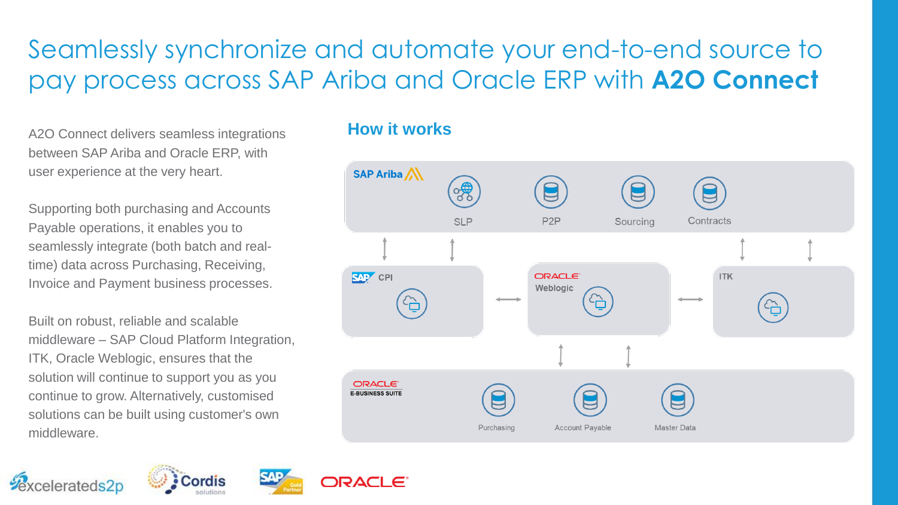# Seamlessly synchronize and automate your end-to-end source to pay process across SAP Ariba and Oracle ERP with **A2O Connect**

A2O Connect delivers seamless integrations between SAP Ariba and Oracle ERP, with user experience at the very heart.

Supporting both purchasing and Accounts Payable operations, it enables you to seamlessly integrate (both batch and real-time) data across Purchasing, Receiving, Invoice and Payment business processes.

Built on robust, reliable and scalable middleware – SAP Cloud Platform Integration, ITK, Oracle Weblogic, ensures that the solution will continue to support you as you continue to grow. Alternatively, customised solutions can be built using customer's own middleware.

## How it works

SAP Ariba

SLP

P2P

Sourcing

Contracts

SAP CPI

ORACLE Weblogic

ITK

ORACLE E-BUSINESS SUITE

Purchasing

Account Payable

Master Data

exceleratedS2P

Cordis solutions

SAP Gold Partner

ORACLE